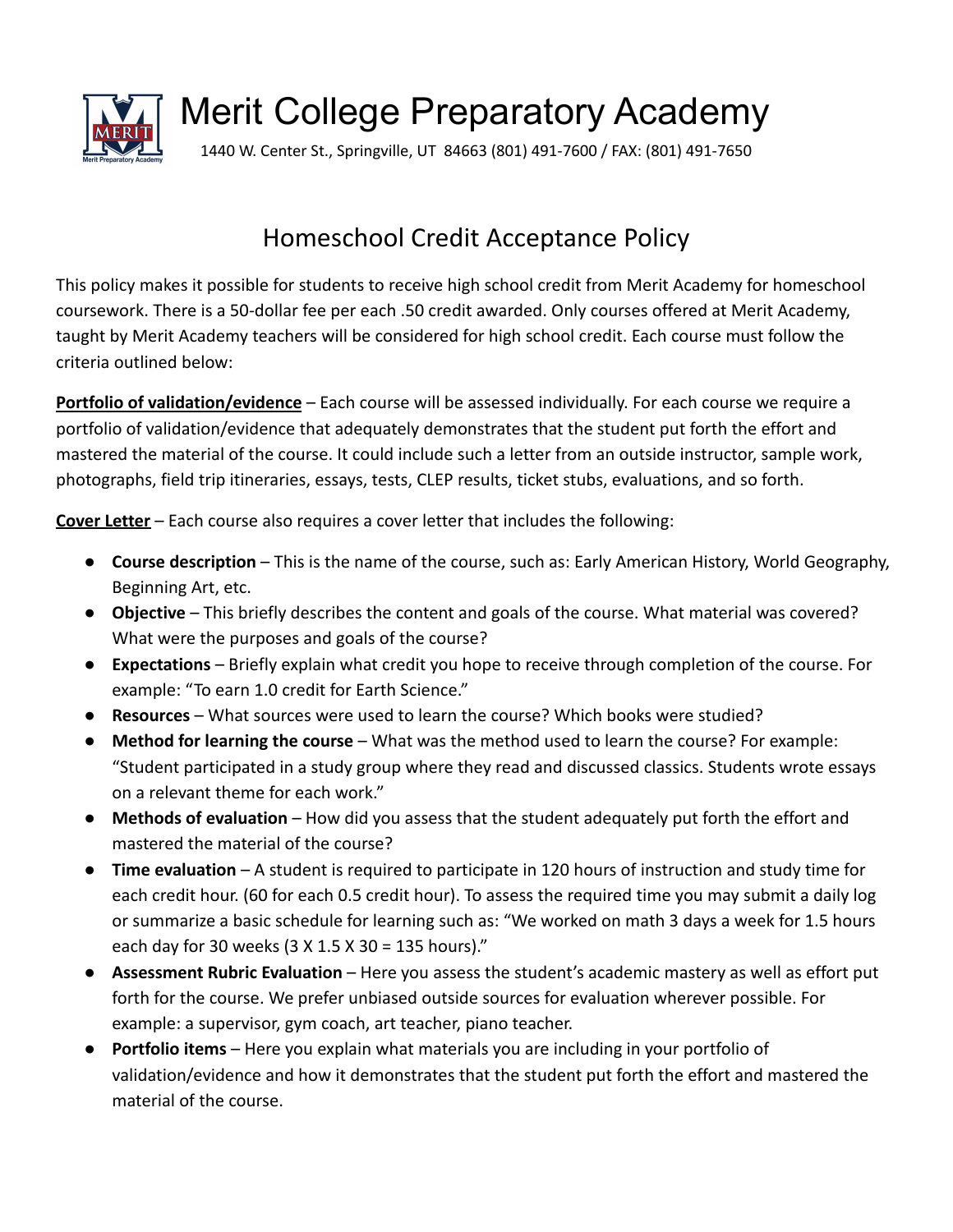# Merit College Preparatory Academy

1440 W. Center St., Springville, UT 84663 (801) 491-7600 / FAX: (801) 491-7650

## Homeschool Credit Acceptance Policy

This policy makes it possible for students to receive high school credit from Merit Academy for homeschool coursework. There is a 50-dollar fee per each .50 credit awarded. Only courses offered at Merit Academy, taught by Merit Academy teachers will be considered for high school credit. Each course must follow the criteria outlined below:

**Portfolio of validation/evidence** – Each course will be assessed individually. For each course we require a portfolio of validation/evidence that adequately demonstrates that the student put forth the effort and mastered the material of the course. It could include such a letter from an outside instructor, sample work, photographs, field trip itineraries, essays, tests, CLEP results, ticket stubs, evaluations, and so forth.

**Cover Letter** – Each course also requires a cover letter that includes the following:

- **Course description** – This is the name of the course, such as: Early American History, World Geography, Beginning Art, etc.
- **Objective** – This briefly describes the content and goals of the course. What material was covered? What were the purposes and goals of the course?
- **Expectations** – Briefly explain what credit you hope to receive through completion of the course. For example: "To earn 1.0 credit for Earth Science."
- **Resources** – What sources were used to learn the course? Which books were studied?
- **Method for learning the course** – What was the method used to learn the course? For example: "Student participated in a study group where they read and discussed classics. Students wrote essays on a relevant theme for each work."
- **Methods of evaluation** – How did you assess that the student adequately put forth the effort and mastered the material of the course?
- **Time evaluation** – A student is required to participate in 120 hours of instruction and study time for each credit hour. (60 for each 0.5 credit hour). To assess the required time you may submit a daily log or summarize a basic schedule for learning such as: "We worked on math 3 days a week for 1.5 hours each day for 30 weeks (3 X 1.5 X 30 = 135 hours)."
- **Assessment Rubric Evaluation** – Here you assess the student's academic mastery as well as effort put forth for the course. We prefer unbiased outside sources for evaluation wherever possible. For example: a supervisor, gym coach, art teacher, piano teacher.
- **Portfolio items** – Here you explain what materials you are including in your portfolio of validation/evidence and how it demonstrates that the student put forth the effort and mastered the material of the course.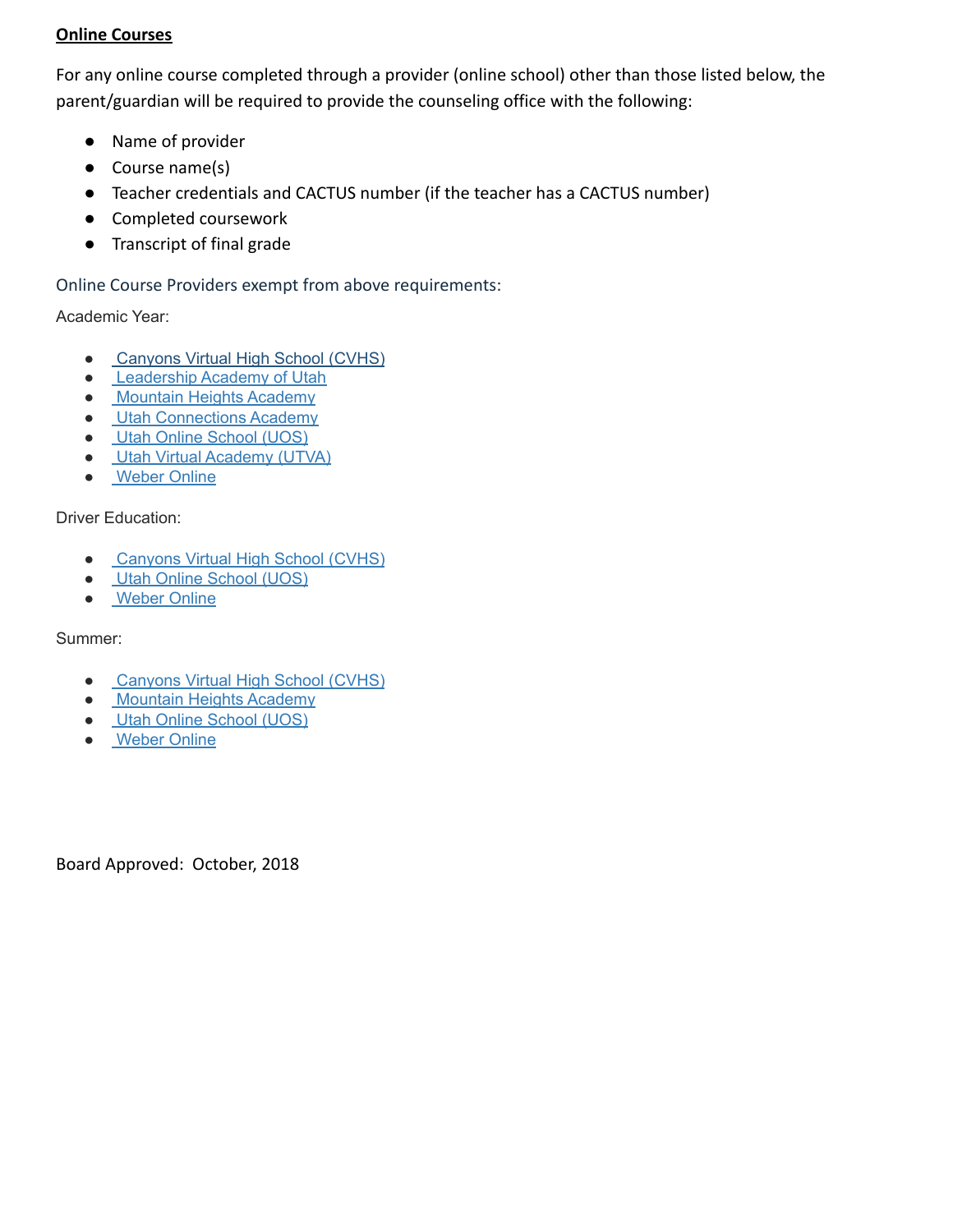**Online Courses**

For any online course completed through a provider (online school) other than those listed below, the parent/guardian will be required to provide the counseling office with the following:

- Name of provider
- Course name(s)
- Teacher credentials and CACTUS number (if the teacher has a CACTUS number)
- Completed coursework
- Transcript of final grade

Online Course Providers exempt from above requirements:

Academic Year:

- Canyons Virtual High School (CVHS)
- Leadership Academy of Utah
- Mountain Heights Academy
- Utah Connections Academy
- Utah Online School (UOS)
- Utah Virtual Academy (UTVA)
- Weber Online

Driver Education:

- Canyons Virtual High School (CVHS)
- Utah Online School (UOS)
- Weber Online

Summer:

- Canyons Virtual High School (CVHS)
- Mountain Heights Academy
- Utah Online School (UOS)
- Weber Online

Board Approved: October, 2018